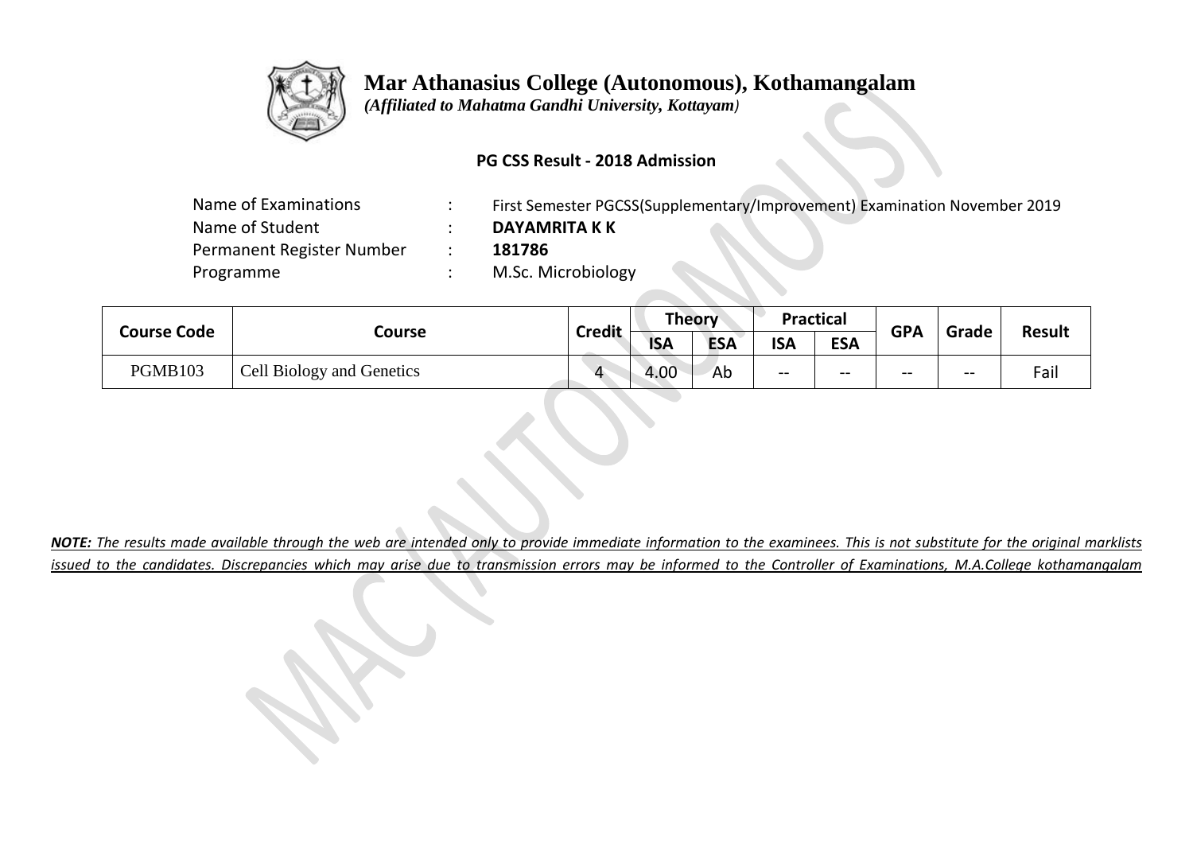# Mar Athanasius College (Autonomous), Kothamangalam

*(Affiliated to Mahatma Gandhi University, Kottayam)*

**PG CSS Result - 2018 Admission**

| | | |
|---|---|---|
| Name of Examinations | : | First Semester PGCSS(Supplementary/Improvement) Examination November 2019 |
| Name of Student | : | **DAYAMRITA K K** |
| Permanent Register Number | : | **181786** |
| Programme | : | M.Sc. Microbiology |

| Course Code | Course | Credit | Theory | | Practical | | GPA | Grade | Result |
|---|---|---|---|---|---|---|---|---|---|
| | | | ISA | ESA | ISA | ESA | | | |
| PGMB103 | Cell Biology and Genetics | 4 | 4.00 | Ab | -- | -- | -- | -- | Fail |

***NOTE:** The results made available through the web are intended only to provide immediate information to the examinees. This is not substitute for the original marklists issued to the candidates. Discrepancies which may arise due to transmission errors may be informed to the Controller of Examinations, M.A.College kothamangalam*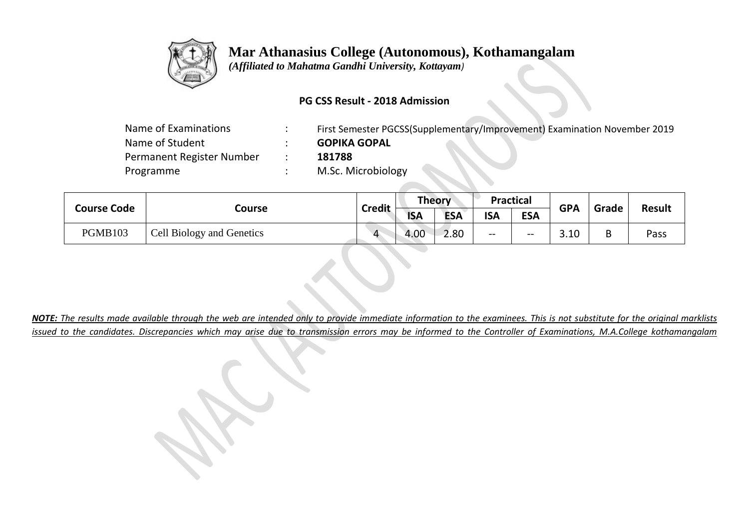# Mar Athanasius College (Autonomous), Kothamangalam

*(Affiliated to Mahatma Gandhi University, Kottayam)*

**PG CSS Result - 2018 Admission**

| | | |
|---|---|---|
| Name of Examinations | : | First Semester PGCSS(Supplementary/Improvement) Examination November 2019 |
| Name of Student | : | **GOPIKA GOPAL** |
| Permanent Register Number | : | **181788** |
| Programme | : | M.Sc. Microbiology |

| Course Code | Course | Credit | Theory | | Practical | | GPA | Grade | Result |
|---|---|---|---|---|---|---|---|---|---|
| | | | ISA | ESA | ISA | ESA | | | |
| PGMB103 | Cell Biology and Genetics | 4 | 4.00 | 2.80 | -- | -- | 3.10 | B | Pass |

***NOTE:** The results made available through the web are intended only to provide immediate information to the examinees. This is not substitute for the original marklists issued to the candidates. Discrepancies which may arise due to transmission errors may be informed to the Controller of Examinations, M.A.College kothamangalam*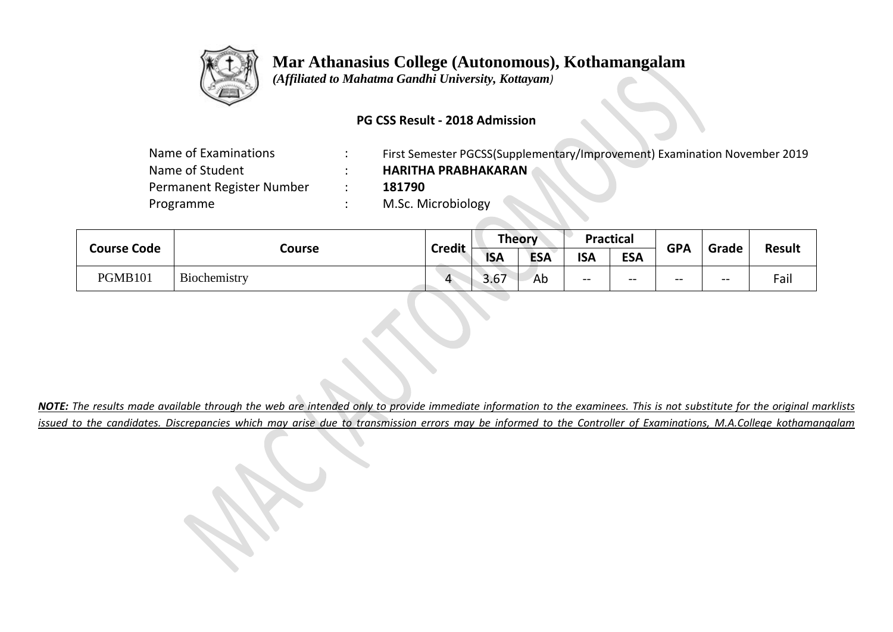# Mar Athanasius College (Autonomous), Kothamangalam

*(Affiliated to Mahatma Gandhi University, Kottayam)*

**PG CSS Result - 2018 Admission**

| | | |
|---|---|---|
| Name of Examinations | : | First Semester PGCSS(Supplementary/Improvement) Examination November 2019 |
| Name of Student | : | **HARITHA PRABHAKARAN** |
| Permanent Register Number | : | **181790** |
| Programme | : | M.Sc. Microbiology |

| Course Code | Course | Credit | Theory | | Practical | | GPA | Grade | Result |
|---|---|---|---|---|---|---|---|---|---|
| | | | ISA | ESA | ISA | ESA | | | |
| PGMB101 | Biochemistry | 4 | 3.67 | Ab | -- | -- | -- | -- | Fail |

***NOTE:*** *The results made available through the web are intended only to provide immediate information to the examinees. This is not substitute for the original marklists issued to the candidates. Discrepancies which may arise due to transmission errors may be informed to the Controller of Examinations, M.A.College kothamangalam*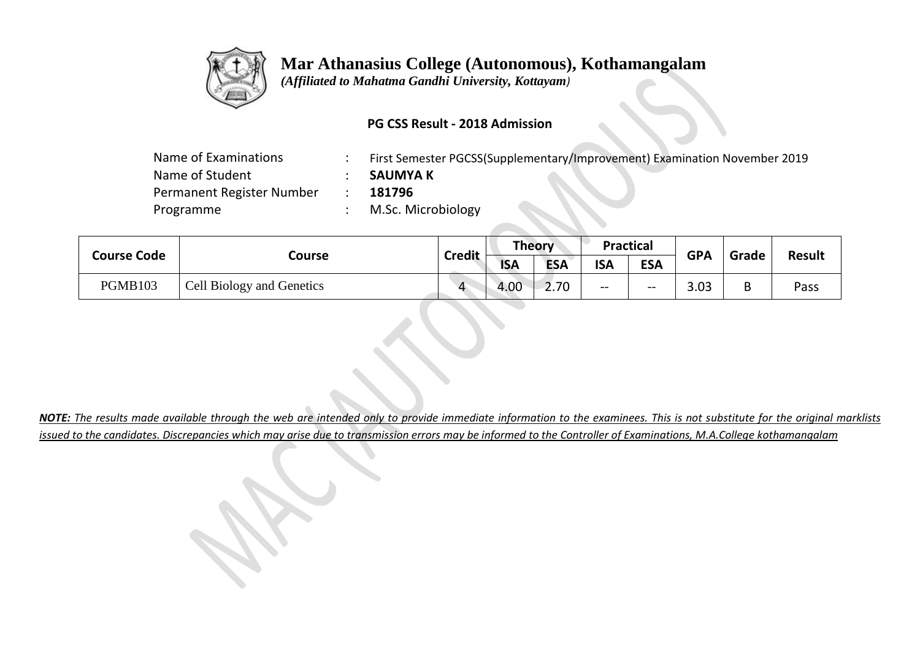# Mar Athanasius College (Autonomous), Kothamangalam

*(Affiliated to Mahatma Gandhi University, Kottayam)*

**PG CSS Result - 2018 Admission**

Name of Examinations : First Semester PGCSS(Supplementary/Improvement) Examination November 2019
Name of Student : **SAUMYA K**
Permanent Register Number : **181796**
Programme : M.Sc. Microbiology

| Course Code | Course | Credit | Theory | | Practical | | GPA | Grade | Result |
|---|---|---|---|---|---|---|---|---|---|
| | | | ISA | ESA | ISA | ESA | | | |
| PGMB103 | Cell Biology and Genetics | 4 | 4.00 | 2.70 | -- | -- | 3.03 | B | Pass |

***NOTE:** The results made available through the web are intended only to provide immediate information to the examinees. This is not substitute for the original marklists issued to the candidates. Discrepancies which may arise due to transmission errors may be informed to the Controller of Examinations, M.A.College kothamangalam*